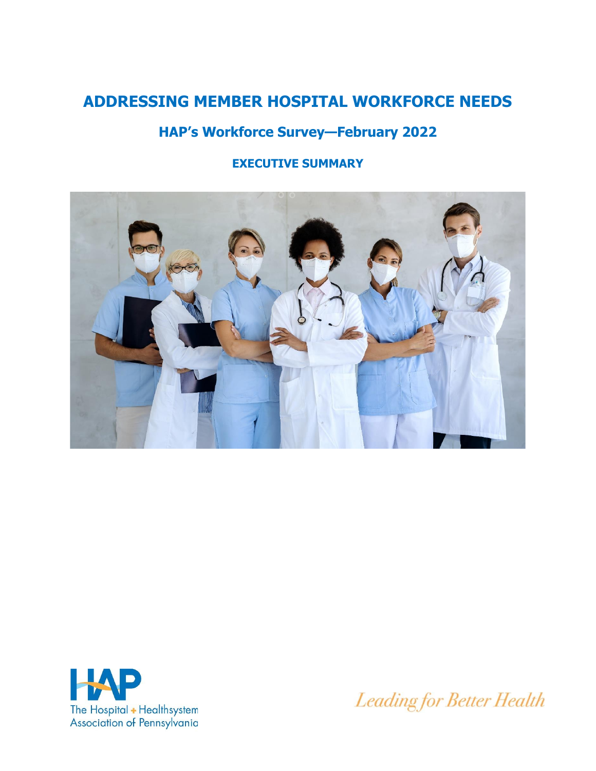# ADDRESSING MEMBER HOSPITAL WORKFORCE NEEDS

## HAP's Workforce Survey—February 2022

### EXECUTIVE SUMMARY

The Hospital + Healthsystem Association of Pennsylvania

*Leading for Better Health*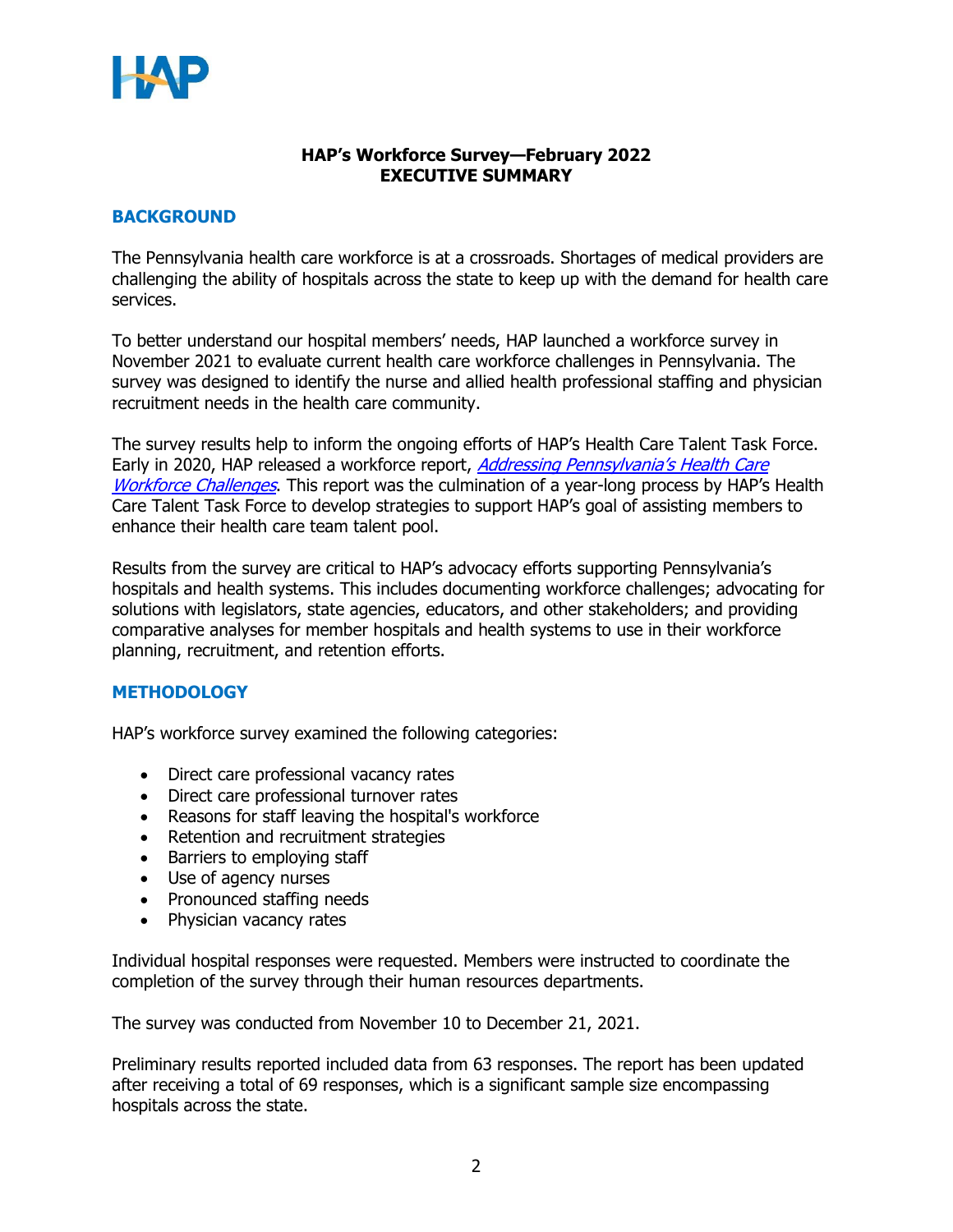**HAP's Workforce Survey—February 2022**
**EXECUTIVE SUMMARY**

## BACKGROUND

The Pennsylvania health care workforce is at a crossroads. Shortages of medical providers are challenging the ability of hospitals across the state to keep up with the demand for health care services.

To better understand our hospital members' needs, HAP launched a workforce survey in November 2021 to evaluate current health care workforce challenges in Pennsylvania. The survey was designed to identify the nurse and allied health professional staffing and physician recruitment needs in the health care community.

The survey results help to inform the ongoing efforts of HAP's Health Care Talent Task Force. Early in 2020, HAP released a workforce report, *Addressing Pennsylvania's Health Care Workforce Challenges*. This report was the culmination of a year-long process by HAP's Health Care Talent Task Force to develop strategies to support HAP's goal of assisting members to enhance their health care team talent pool.

Results from the survey are critical to HAP's advocacy efforts supporting Pennsylvania's hospitals and health systems. This includes documenting workforce challenges; advocating for solutions with legislators, state agencies, educators, and other stakeholders; and providing comparative analyses for member hospitals and health systems to use in their workforce planning, recruitment, and retention efforts.

## METHODOLOGY

HAP's workforce survey examined the following categories:

- Direct care professional vacancy rates
- Direct care professional turnover rates
- Reasons for staff leaving the hospital's workforce
- Retention and recruitment strategies
- Barriers to employing staff
- Use of agency nurses
- Pronounced staffing needs
- Physician vacancy rates

Individual hospital responses were requested. Members were instructed to coordinate the completion of the survey through their human resources departments.

The survey was conducted from November 10 to December 21, 2021.

Preliminary results reported included data from 63 responses. The report has been updated after receiving a total of 69 responses, which is a significant sample size encompassing hospitals across the state.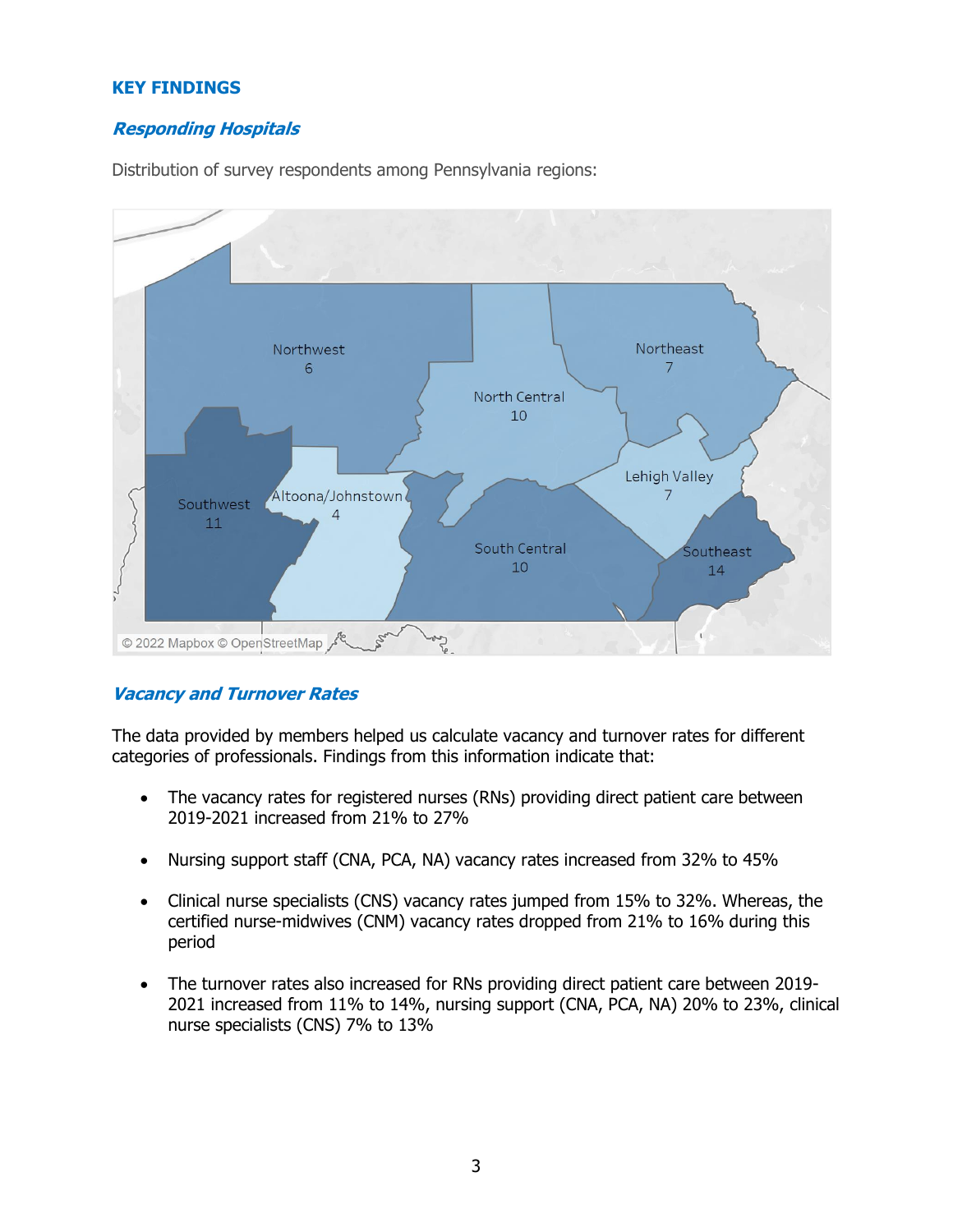## KEY FINDINGS

### *Responding Hospitals*

Distribution of survey respondents among Pennsylvania regions:

| Region | Respondents |
| --- | --- |
| Northwest | 6 |
| North Central | 10 |
| Northeast | 7 |
| Southwest | 11 |
| Altoona/Johnstown | 4 |
| Lehigh Valley | 7 |
| South Central | 10 |
| Southeast | 14 |

© 2022 Mapbox © OpenStreetMap

### *Vacancy and Turnover Rates*

The data provided by members helped us calculate vacancy and turnover rates for different categories of professionals. Findings from this information indicate that:

- The vacancy rates for registered nurses (RNs) providing direct patient care between 2019-2021 increased from 21% to 27%
- Nursing support staff (CNA, PCA, NA) vacancy rates increased from 32% to 45%
- Clinical nurse specialists (CNS) vacancy rates jumped from 15% to 32%. Whereas, the certified nurse-midwives (CNM) vacancy rates dropped from 21% to 16% during this period
- The turnover rates also increased for RNs providing direct patient care between 2019-2021 increased from 11% to 14%, nursing support (CNA, PCA, NA) 20% to 23%, clinical nurse specialists (CNS) 7% to 13%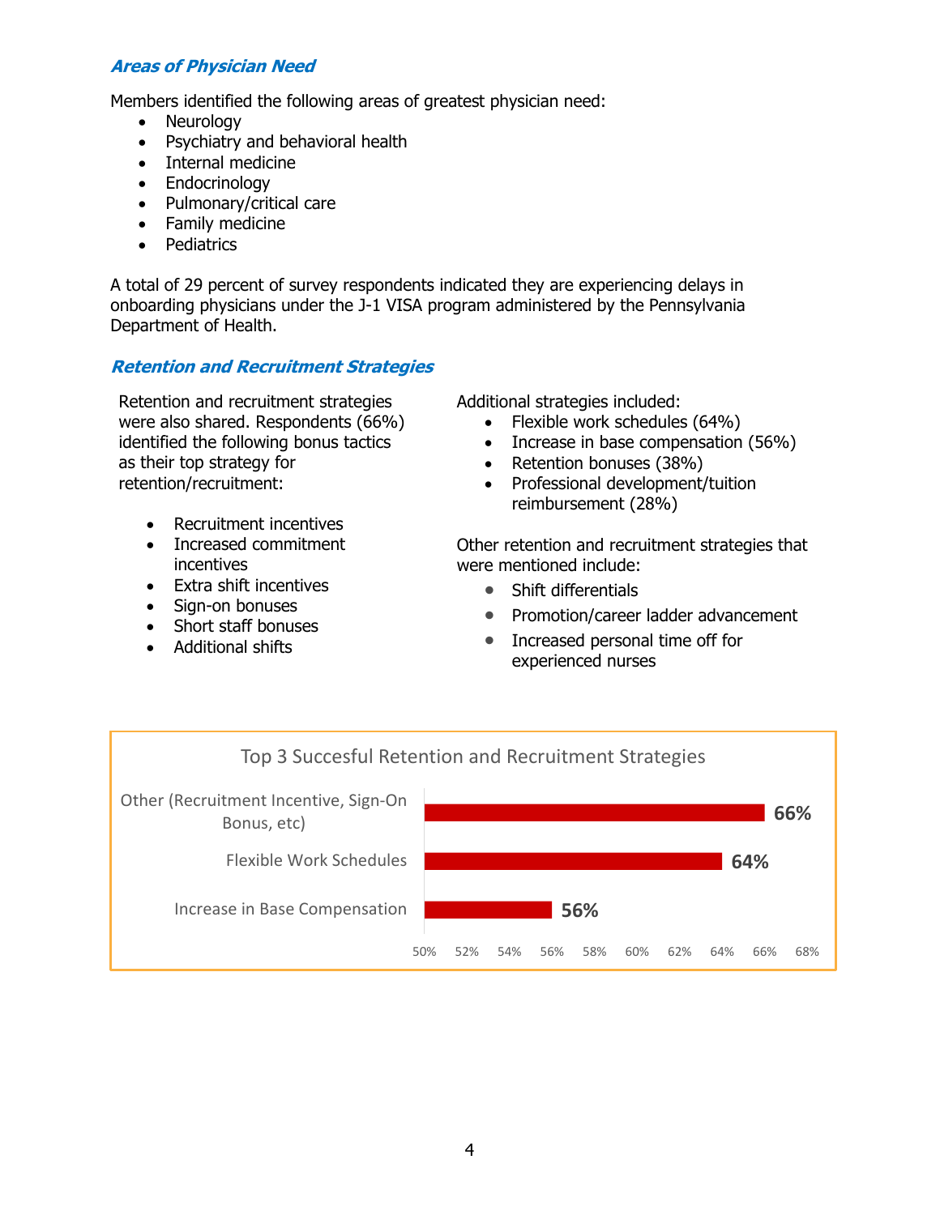### *Areas of Physician Need*

Members identified the following areas of greatest physician need:

- Neurology
- Psychiatry and behavioral health
- Internal medicine
- Endocrinology
- Pulmonary/critical care
- Family medicine
- Pediatrics

A total of 29 percent of survey respondents indicated they are experiencing delays in onboarding physicians under the J-1 VISA program administered by the Pennsylvania Department of Health.

### *Retention and Recruitment Strategies*

Retention and recruitment strategies were also shared. Respondents (66%) identified the following bonus tactics as their top strategy for retention/recruitment:

- Recruitment incentives
- Increased commitment incentives
- Extra shift incentives
- Sign-on bonuses
- Short staff bonuses
- Additional shifts

Additional strategies included:

- Flexible work schedules (64%)
- Increase in base compensation (56%)
- Retention bonuses (38%)
- Professional development/tuition reimbursement (28%)

Other retention and recruitment strategies that were mentioned include:

- Shift differentials
- Promotion/career ladder advancement
- Increased personal time off for experienced nurses

**Top 3 Succesful Retention and Recruitment Strategies**

| Strategy | Percent |
| --- | --- |
| Other (Recruitment Incentive, Sign-On Bonus, etc) | 66% |
| Flexible Work Schedules | 64% |
| Increase in Base Compensation | 56% |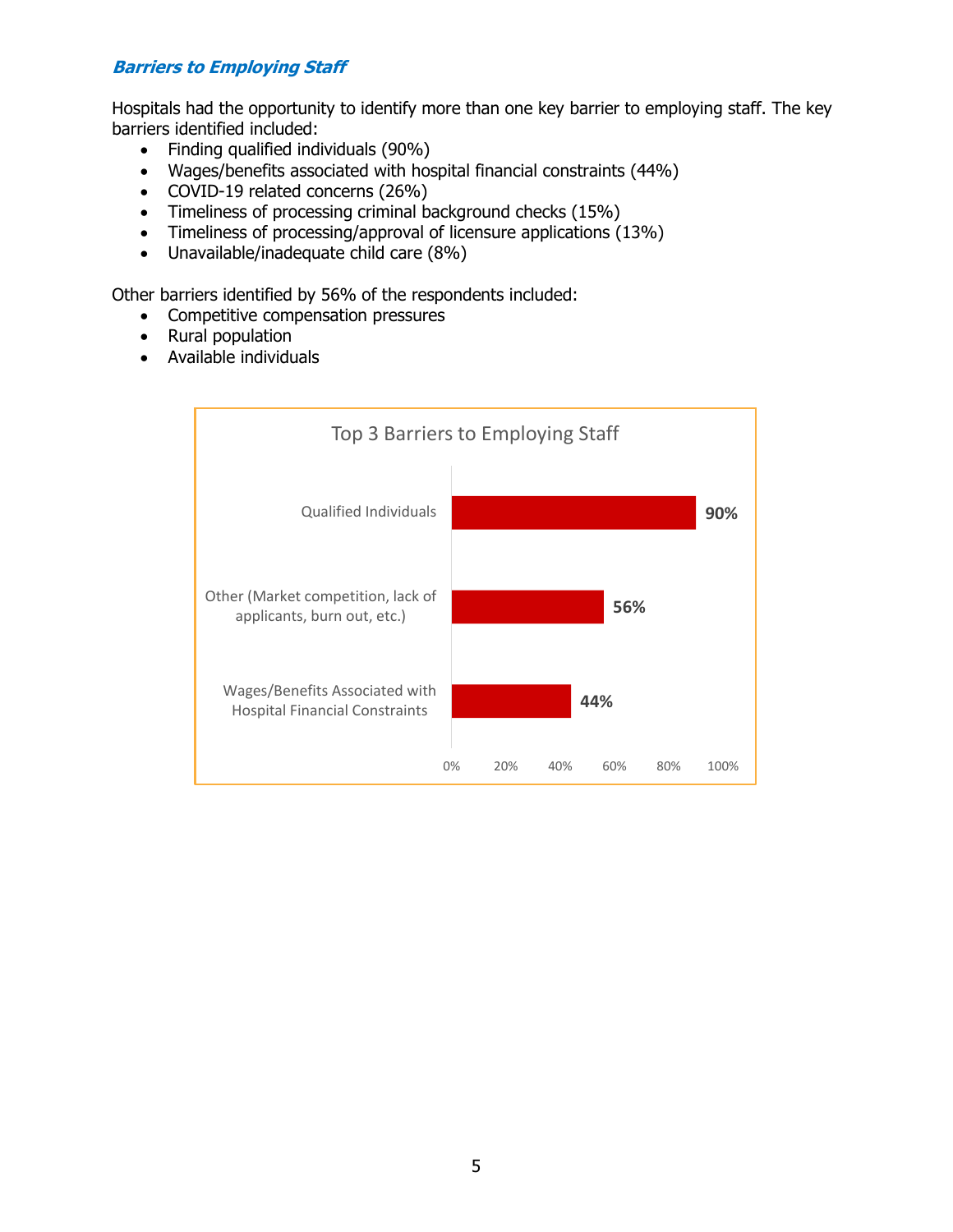### *Barriers to Employing Staff*

Hospitals had the opportunity to identify more than one key barrier to employing staff. The key barriers identified included:

- Finding qualified individuals (90%)
- Wages/benefits associated with hospital financial constraints (44%)
- COVID-19 related concerns (26%)
- Timeliness of processing criminal background checks (15%)
- Timeliness of processing/approval of licensure applications (13%)
- Unavailable/inadequate child care (8%)

Other barriers identified by 56% of the respondents included:

- Competitive compensation pressures
- Rural population
- Available individuals

**Top 3 Barriers to Employing Staff**

| Barrier | Percentage |
| --- | --- |
| Qualified Individuals | 90% |
| Other (Market competition, lack of applicants, burn out, etc.) | 56% |
| Wages/Benefits Associated with Hospital Financial Constraints | 44% |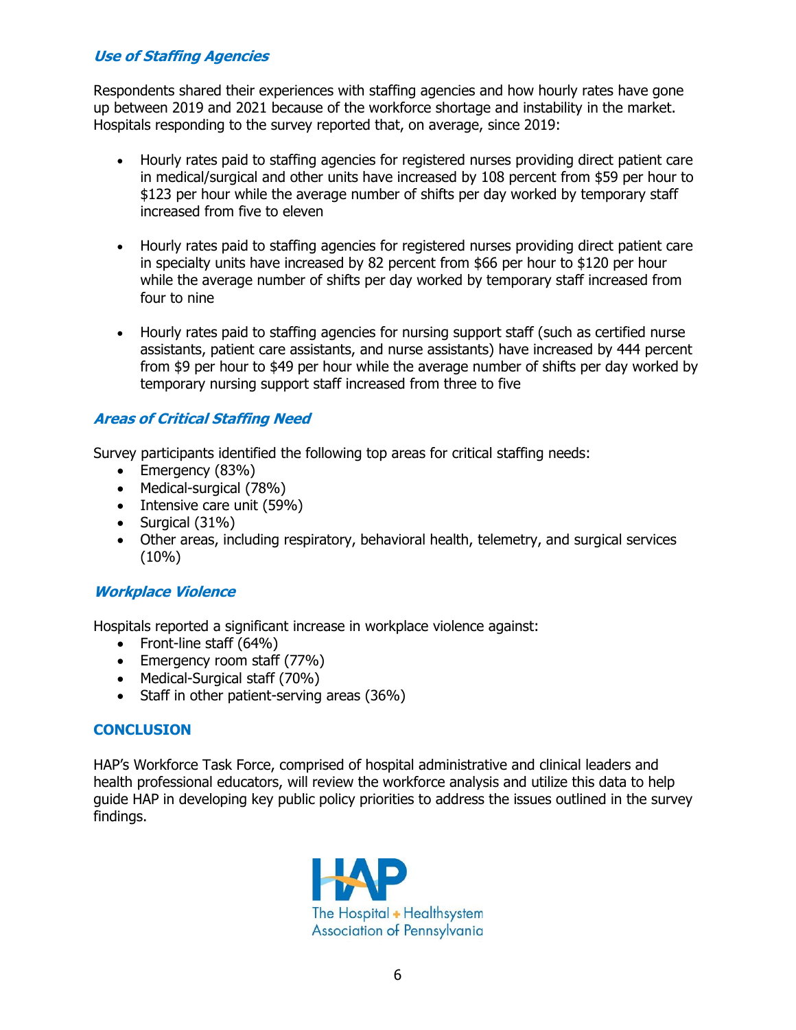### *Use of Staffing Agencies*

Respondents shared their experiences with staffing agencies and how hourly rates have gone up between 2019 and 2021 because of the workforce shortage and instability in the market. Hospitals responding to the survey reported that, on average, since 2019:

- Hourly rates paid to staffing agencies for registered nurses providing direct patient care in medical/surgical and other units have increased by 108 percent from $59 per hour to $123 per hour while the average number of shifts per day worked by temporary staff increased from five to eleven

- Hourly rates paid to staffing agencies for registered nurses providing direct patient care in specialty units have increased by 82 percent from $66 per hour to $120 per hour while the average number of shifts per day worked by temporary staff increased from four to nine

- Hourly rates paid to staffing agencies for nursing support staff (such as certified nurse assistants, patient care assistants, and nurse assistants) have increased by 444 percent from $9 per hour to $49 per hour while the average number of shifts per day worked by temporary nursing support staff increased from three to five

### *Areas of Critical Staffing Need*

Survey participants identified the following top areas for critical staffing needs:

- Emergency (83%)
- Medical-surgical (78%)
- Intensive care unit (59%)
- Surgical (31%)
- Other areas, including respiratory, behavioral health, telemetry, and surgical services (10%)

### *Workplace Violence*

Hospitals reported a significant increase in workplace violence against:

- Front-line staff (64%)
- Emergency room staff (77%)
- Medical-Surgical staff (70%)
- Staff in other patient-serving areas (36%)

## CONCLUSION

HAP's Workforce Task Force, comprised of hospital administrative and clinical leaders and health professional educators, will review the workforce analysis and utilize this data to help guide HAP in developing key public policy priorities to address the issues outlined in the survey findings.

HAP
The Hospital + Healthsystem Association of Pennsylvania